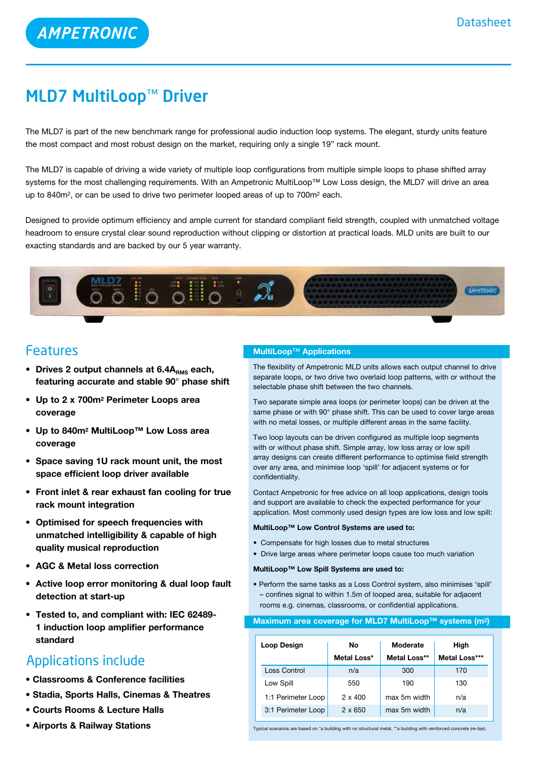AMPETRONIC

Datasheet

# MLD7 MultiLoop™ Driver

The MLD7 is part of the new benchmark range for professional audio induction loop systems. The elegant, sturdy units feature the most compact and most robust design on the market, requiring only a single 19" rack mount.

The MLD7 is capable of driving a wide variety of multiple loop configurations from multiple simple loops to phase shifted array systems for the most challenging requirements. With an Ampetronic MultiLoop™ Low Loss design, the MLD7 will drive an area up to 840m², or can be used to drive two perimeter looped areas of up to 700m² each.

Designed to provide optimum efficiency and ample current for standard compliant field strength, coupled with unmatched voltage headroom to ensure crystal clear sound reproduction without clipping or distortion at practical loads. MLD units are built to our exacting standards and are backed by our 5 year warranty.

## Features

- **Drives 2 output channels at 6.4A$_{RMS}$ each, featuring accurate and stable 90° phase shift**
- **Up to 2 x 700m² Perimeter Loops area coverage**
- **Up to 840m² MultiLoop™ Low Loss area coverage**
- **Space saving 1U rack mount unit, the most space efficient loop driver available**
- **Front inlet & rear exhaust fan cooling for true rack mount integration**
- **Optimised for speech frequencies with unmatched intelligibility & capable of high quality musical reproduction**
- **AGC & Metal loss correction**
- **Active loop error monitoring & dual loop fault detection at start-up**
- **Tested to, and compliant with: IEC 62489-1 induction loop amplifier performance standard**

## Applications include

- **Classrooms & Conference facilities**
- **Stadia, Sports Halls, Cinemas & Theatres**
- **Courts Rooms & Lecture Halls**
- **Airports & Railway Stations**

## MultiLoop™ Applications

The flexibility of Ampetronic MLD units allows each output channel to drive separate loops, or two drive two overlaid loop patterns, with or without the selectable phase shift between the two channels.

Two separate simple area loops (or perimeter loops) can be driven at the same phase or with 90° phase shift. This can be used to cover large areas with no metal losses, or multiple different areas in the same facility.

Two loop layouts can be driven configured as multiple loop segments with or without phase shift. Simple array, low loss array or low spill array designs can create different performance to optimise field strength over any area, and minimise loop 'spill' for adjacent systems or for confidentiality.

Contact Ampetronic for free advice on all loop applications, design tools and support are available to check the expected performance for your application. Most commonly used design types are low loss and low spill:

**MultiLoop™ Low Control Systems are used to:**

- Compensate for high losses due to metal structures
- Drive large areas where perimeter loops cause too much variation

**MultiLoop™ Low Spill Systems are used to:**

- Perform the same tasks as a Loss Control system, also minimises 'spill' – confines signal to within 1.5m of looped area, suitable for adjacent rooms e.g. cinemas, classrooms, or confidential applications.

## Maximum area coverage for MLD7 MultiLoop™ systems (m²)

| Loop Design | No Metal Loss* | Moderate Metal Loss** | High Metal Loss*** |
|---|---|---|---|
| Loss Control | n/a | 300 | 170 |
| Low Spill | 550 | 190 | 130 |
| 1:1 Perimeter Loop | 2 x 400 | max 5m width | n/a |
| 3:1 Perimeter Loop | 2 x 650 | max 5m width | n/a |

Typical scenarios are based on *a building with no structural metal, **a building with reinforced concrete (re-bar).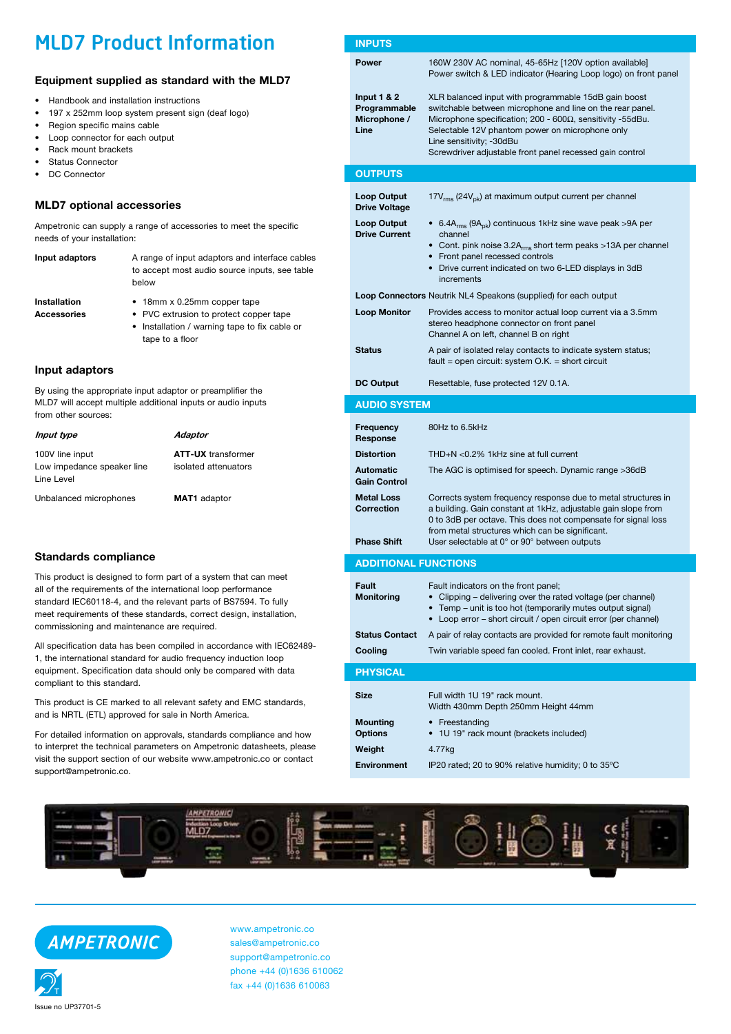# MLD7 Product Information

## Equipment supplied as standard with the MLD7

- Handbook and installation instructions
- 197 x 252mm loop system present sign (deaf logo)
- Region specific mains cable
- Loop connector for each output
- Rack mount brackets
- Status Connector
- DC Connector

## MLD7 optional accessories

Ampetronic can supply a range of accessories to meet the specific needs of your installation:

| | |
|---|---|
| **Input adaptors** | A range of input adaptors and interface cables to accept most audio source inputs, see table below |
| **Installation Accessories** | • 18mm x 0.25mm copper tape<br>• PVC extrusion to protect copper tape<br>• Installation / warning tape to fix cable or tape to a floor |

## Input adaptors

By using the appropriate input adaptor or preamplifier the MLD7 will accept multiple additional inputs or audio inputs from other sources:

| *Input type* | *Adaptor* |
|---|---|
| 100V line input<br>Low impedance speaker line<br>Line Level | **ATT-UX** transformer isolated attenuators |
| Unbalanced microphones | **MAT1** adaptor |

## Standards compliance

This product is designed to form part of a system that can meet all of the requirements of the international loop performance standard IEC60118-4, and the relevant parts of BS7594. To fully meet requirements of these standards, correct design, installation, commissioning and maintenance are required.

All specification data has been compiled in accordance with IEC62489-1, the international standard for audio frequency induction loop equipment. Specification data should only be compared with data compliant to this standard.

This product is CE marked to all relevant safety and EMC standards, and is NRTL (ETL) approved for sale in North America.

For detailed information on approvals, standards compliance and how to interpret the technical parameters on Ampetronic datasheets, please visit the support section of our website www.ampetronic.co or contact support@ampetronic.co.

## INPUTS

| | |
|---|---|
| **Power** | 160W 230V AC nominal, 45-65Hz [120V option available]<br>Power switch & LED indicator (Hearing Loop logo) on front panel |
| **Input 1 & 2 Programmable Microphone / Line** | XLR balanced input with programmable 15dB gain boost switchable between microphone and line on the rear panel.<br>Microphone specification; 200 - 600Ω, sensitivity -55dBu.<br>Selectable 12V phantom power on microphone only<br>Line sensitivity; -30dBu<br>Screwdriver adjustable front panel recessed gain control |

## OUTPUTS

| | |
|---|---|
| **Loop Output Drive Voltage** | $17V_{rms}$ ($24V_{pk}$) at maximum output current per channel |
| **Loop Output Drive Current** | • $6.4A_{rms}$ ($9A_{pk}$) continuous 1kHz sine wave peak >9A per channel<br>• Cont. pink noise $3.2A_{rms}$ short term peaks >13A per channel<br>• Front panel recessed controls<br>• Drive current indicated on two 6-LED displays in 3dB increments |
| **Loop Connectors** | Neutrik NL4 Speakons (supplied) for each output |
| **Loop Monitor** | Provides access to monitor actual loop current via a 3.5mm stereo headphone connector on front panel<br>Channel A on left, channel B on right |
| **Status** | A pair of isolated relay contacts to indicate system status; fault = open circuit: system O.K. = short circuit |
| **DC Output** | Resettable, fuse protected 12V 0.1A. |

## AUDIO SYSTEM

| | |
|---|---|
| **Frequency Response** | 80Hz to 6.5kHz |
| **Distortion** | THD+N <0.2% 1kHz sine at full current |
| **Automatic Gain Control** | The AGC is optimised for speech. Dynamic range >36dB |
| **Metal Loss Correction** | Corrects system frequency response due to metal structures in a building. Gain constant at 1kHz, adjustable gain slope from 0 to 3dB per octave. This does not compensate for signal loss from metal structures which can be significant. |
| **Phase Shift** | User selectable at 0° or 90° between outputs |

## ADDITIONAL FUNCTIONS

| | |
|---|---|
| **Fault Monitoring** | Fault indicators on the front panel;<br>• Clipping – delivering over the rated voltage (per channel)<br>• Temp – unit is too hot (temporarily mutes output signal)<br>• Loop error – short circuit / open circuit error (per channel) |
| **Status Contact** | A pair of relay contacts are provided for remote fault monitoring |
| **Cooling** | Twin variable speed fan cooled. Front inlet, rear exhaust. |

## PHYSICAL

| | |
|---|---|
| **Size** | Full width 1U 19" rack mount.<br>Width 430mm Depth 250mm Height 44mm |
| **Mounting Options** | • Freestanding<br>• 1U 19" rack mount (brackets included) |
| **Weight** | 4.77kg |
| **Environment** | IP20 rated; 20 to 90% relative humidity; 0 to 35ºC |

AMPETRONIC

www.ampetronic.co
sales@ampetronic.co
support@ampetronic.co
phone +44 (0)1636 610062
fax +44 (0)1636 610063

Issue no UP37701-5